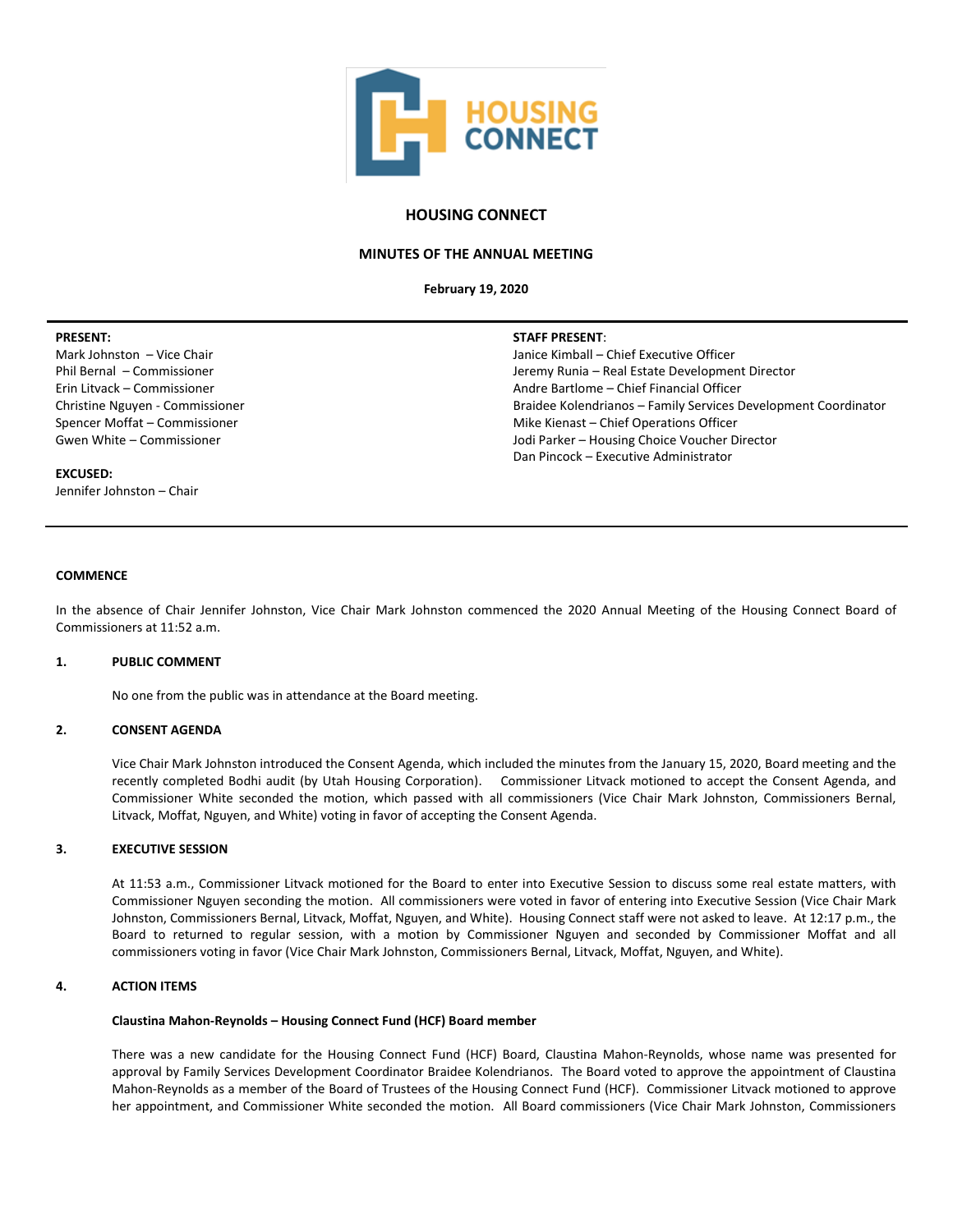# HOUSING CONNECT

## MINUTES OF THE ANNUAL MEETING

**February 19, 2020**

---

**PRESENT:**
Mark Johnston – Vice Chair
Phil Bernal – Commissioner
Erin Litvack – Commissioner
Christine Nguyen - Commissioner
Spencer Moffat – Commissioner
Gwen White – Commissioner

**EXCUSED:**
Jennifer Johnston – Chair

**STAFF PRESENT**:
Janice Kimball – Chief Executive Officer
Jeremy Runia – Real Estate Development Director
Andre Bartlome – Chief Financial Officer
Braidee Kolendrianos – Family Services Development Coordinator
Mike Kienast – Chief Operations Officer
Jodi Parker – Housing Choice Voucher Director
Dan Pincock – Executive Administrator

---

**COMMENCE**

In the absence of Chair Jennifer Johnston, Vice Chair Mark Johnston commenced the 2020 Annual Meeting of the Housing Connect Board of Commissioners at 11:52 a.m.

**1. PUBLIC COMMENT**

No one from the public was in attendance at the Board meeting.

**2. CONSENT AGENDA**

Vice Chair Mark Johnston introduced the Consent Agenda, which included the minutes from the January 15, 2020, Board meeting and the recently completed Bodhi audit (by Utah Housing Corporation). Commissioner Litvack motioned to accept the Consent Agenda, and Commissioner White seconded the motion, which passed with all commissioners (Vice Chair Mark Johnston, Commissioners Bernal, Litvack, Moffat, Nguyen, and White) voting in favor of accepting the Consent Agenda.

**3. EXECUTIVE SESSION**

At 11:53 a.m., Commissioner Litvack motioned for the Board to enter into Executive Session to discuss some real estate matters, with Commissioner Nguyen seconding the motion. All commissioners were voted in favor of entering into Executive Session (Vice Chair Mark Johnston, Commissioners Bernal, Litvack, Moffat, Nguyen, and White). Housing Connect staff were not asked to leave. At 12:17 p.m., the Board to returned to regular session, with a motion by Commissioner Nguyen and seconded by Commissioner Moffat and all commissioners voting in favor (Vice Chair Mark Johnston, Commissioners Bernal, Litvack, Moffat, Nguyen, and White).

**4. ACTION ITEMS**

**Claustina Mahon-Reynolds – Housing Connect Fund (HCF) Board member**

There was a new candidate for the Housing Connect Fund (HCF) Board, Claustina Mahon-Reynolds, whose name was presented for approval by Family Services Development Coordinator Braidee Kolendrianos. The Board voted to approve the appointment of Claustina Mahon-Reynolds as a member of the Board of Trustees of the Housing Connect Fund (HCF). Commissioner Litvack motioned to approve her appointment, and Commissioner White seconded the motion. All Board commissioners (Vice Chair Mark Johnston, Commissioners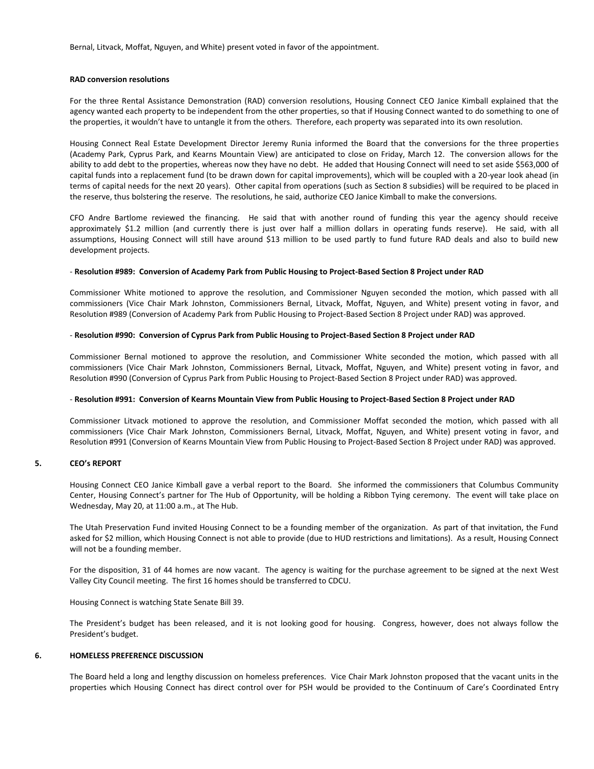Bernal, Litvack, Moffat, Nguyen, and White) present voted in favor of the appointment.

**RAD conversion resolutions**

For the three Rental Assistance Demonstration (RAD) conversion resolutions, Housing Connect CEO Janice Kimball explained that the agency wanted each property to be independent from the other properties, so that if Housing Connect wanted to do something to one of the properties, it wouldn't have to untangle it from the others. Therefore, each property was separated into its own resolution.

Housing Connect Real Estate Development Director Jeremy Runia informed the Board that the conversions for the three properties (Academy Park, Cyprus Park, and Kearns Mountain View) are anticipated to close on Friday, March 12. The conversion allows for the ability to add debt to the properties, whereas now they have no debt. He added that Housing Connect will need to set aside $563,000 of capital funds into a replacement fund (to be drawn down for capital improvements), which will be coupled with a 20-year look ahead (in terms of capital needs for the next 20 years). Other capital from operations (such as Section 8 subsidies) will be required to be placed in the reserve, thus bolstering the reserve. The resolutions, he said, authorize CEO Janice Kimball to make the conversions.

CFO Andre Bartlome reviewed the financing. He said that with another round of funding this year the agency should receive approximately $1.2 million (and currently there is just over half a million dollars in operating funds reserve). He said, with all assumptions, Housing Connect will still have around $13 million to be used partly to fund future RAD deals and also to build new development projects.

- **Resolution #989: Conversion of Academy Park from Public Housing to Project-Based Section 8 Project under RAD**

Commissioner White motioned to approve the resolution, and Commissioner Nguyen seconded the motion, which passed with all commissioners (Vice Chair Mark Johnston, Commissioners Bernal, Litvack, Moffat, Nguyen, and White) present voting in favor, and Resolution #989 (Conversion of Academy Park from Public Housing to Project-Based Section 8 Project under RAD) was approved.

- **Resolution #990: Conversion of Cyprus Park from Public Housing to Project-Based Section 8 Project under RAD**

Commissioner Bernal motioned to approve the resolution, and Commissioner White seconded the motion, which passed with all commissioners (Vice Chair Mark Johnston, Commissioners Bernal, Litvack, Moffat, Nguyen, and White) present voting in favor, and Resolution #990 (Conversion of Cyprus Park from Public Housing to Project-Based Section 8 Project under RAD) was approved.

- **Resolution #991: Conversion of Kearns Mountain View from Public Housing to Project-Based Section 8 Project under RAD**

Commissioner Litvack motioned to approve the resolution, and Commissioner Moffat seconded the motion, which passed with all commissioners (Vice Chair Mark Johnston, Commissioners Bernal, Litvack, Moffat, Nguyen, and White) present voting in favor, and Resolution #991 (Conversion of Kearns Mountain View from Public Housing to Project-Based Section 8 Project under RAD) was approved.

## 5. CEO's REPORT

Housing Connect CEO Janice Kimball gave a verbal report to the Board. She informed the commissioners that Columbus Community Center, Housing Connect's partner for The Hub of Opportunity, will be holding a Ribbon Tying ceremony. The event will take place on Wednesday, May 20, at 11:00 a.m., at The Hub.

The Utah Preservation Fund invited Housing Connect to be a founding member of the organization. As part of that invitation, the Fund asked for $2 million, which Housing Connect is not able to provide (due to HUD restrictions and limitations). As a result, Housing Connect will not be a founding member.

For the disposition, 31 of 44 homes are now vacant. The agency is waiting for the purchase agreement to be signed at the next West Valley City Council meeting. The first 16 homes should be transferred to CDCU.

Housing Connect is watching State Senate Bill 39.

The President's budget has been released, and it is not looking good for housing. Congress, however, does not always follow the President's budget.

## 6. HOMELESS PREFERENCE DISCUSSION

The Board held a long and lengthy discussion on homeless preferences. Vice Chair Mark Johnston proposed that the vacant units in the properties which Housing Connect has direct control over for PSH would be provided to the Continuum of Care's Coordinated Entry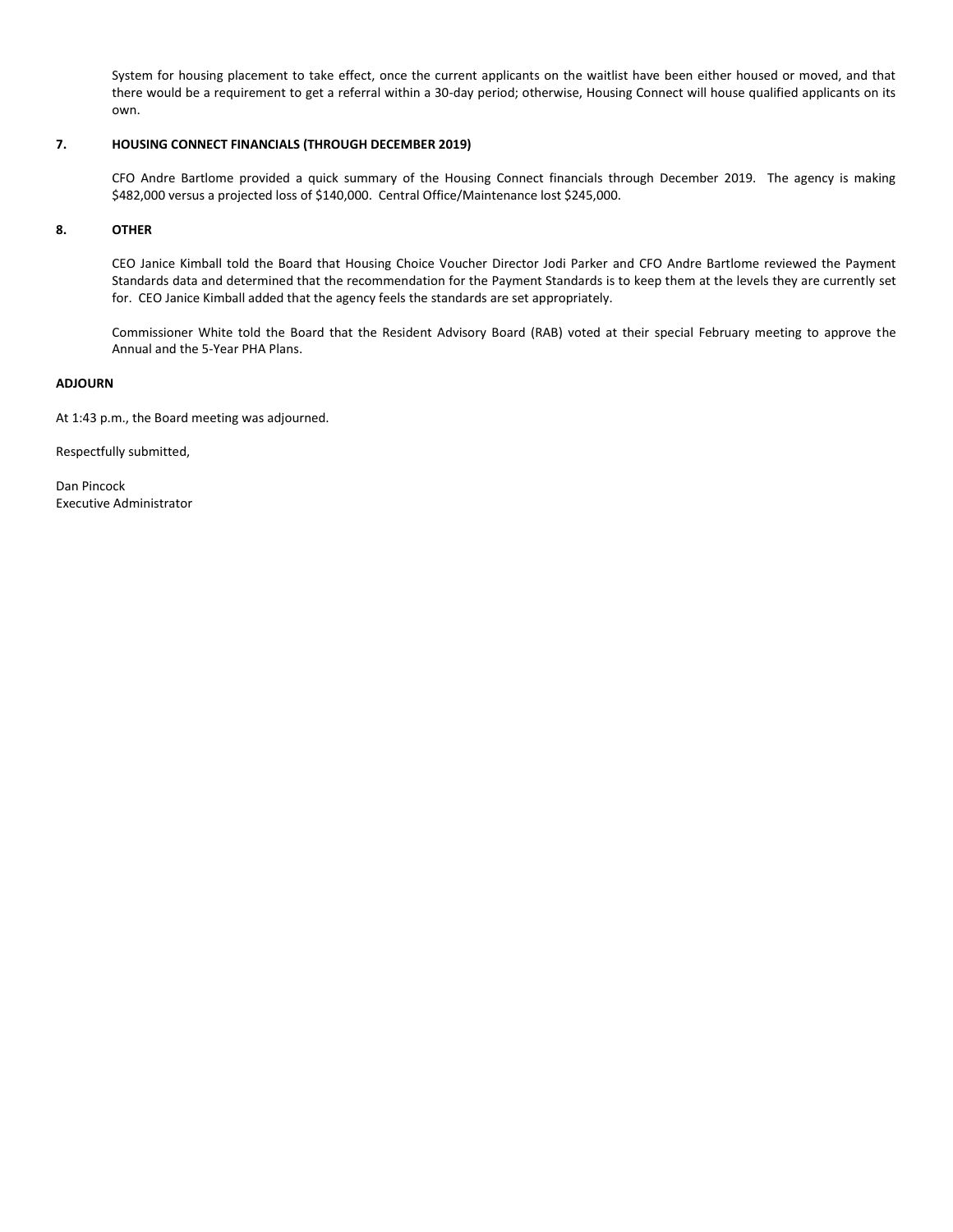System for housing placement to take effect, once the current applicants on the waitlist have been either housed or moved, and that there would be a requirement to get a referral within a 30-day period; otherwise, Housing Connect will house qualified applicants on its own.

### 7. HOUSING CONNECT FINANCIALS (THROUGH DECEMBER 2019)

CFO Andre Bartlome provided a quick summary of the Housing Connect financials through December 2019. The agency is making $482,000 versus a projected loss of $140,000. Central Office/Maintenance lost $245,000.

### 8. OTHER

CEO Janice Kimball told the Board that Housing Choice Voucher Director Jodi Parker and CFO Andre Bartlome reviewed the Payment Standards data and determined that the recommendation for the Payment Standards is to keep them at the levels they are currently set for. CEO Janice Kimball added that the agency feels the standards are set appropriately.

Commissioner White told the Board that the Resident Advisory Board (RAB) voted at their special February meeting to approve the Annual and the 5-Year PHA Plans.

### ADJOURN

At 1:43 p.m., the Board meeting was adjourned.

Respectfully submitted,

Dan Pincock
Executive Administrator